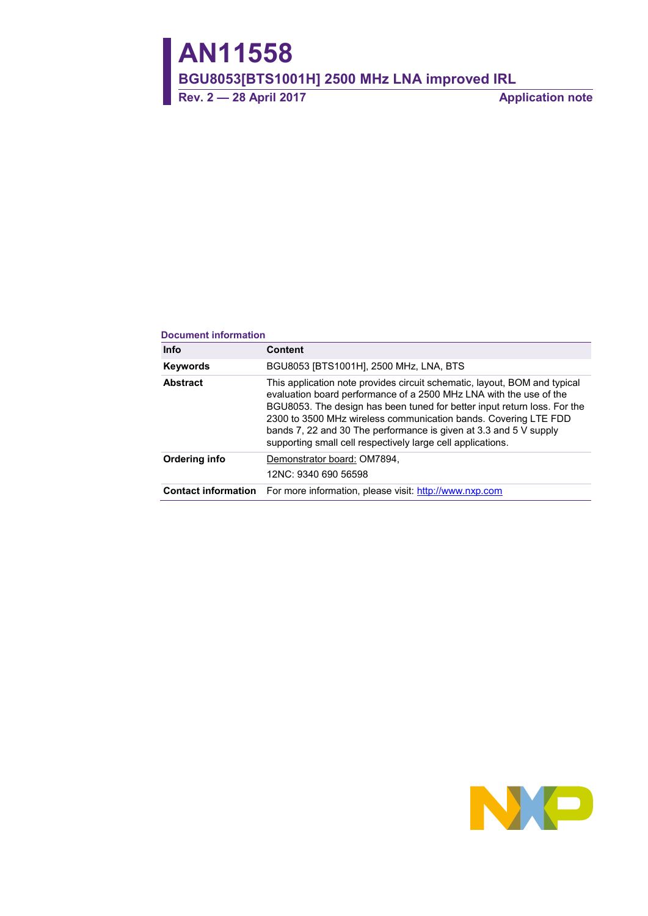# AN11558

## BGU8053[BTS1001H] 2500 MHz LNA improved IRL

**Rev. 2 — 28 April 2017** **Application note**

**Document information**

| Info | Content |
|---|---|
| **Keywords** | BGU8053 [BTS1001H], 2500 MHz, LNA, BTS |
| **Abstract** | This application note provides circuit schematic, layout, BOM and typical evaluation board performance of a 2500 MHz LNA with the use of the BGU8053. The design has been tuned for better input return loss. For the 2300 to 3500 MHz wireless communication bands. Covering LTE FDD bands 7, 22 and 30 The performance is given at 3.3 and 5 V supply supporting small cell respectively large cell applications. |
| **Ordering info** | Demonstrator board: OM7894, 12NC: 9340 690 56598 |
| **Contact information** | For more information, please visit: http://www.nxp.com |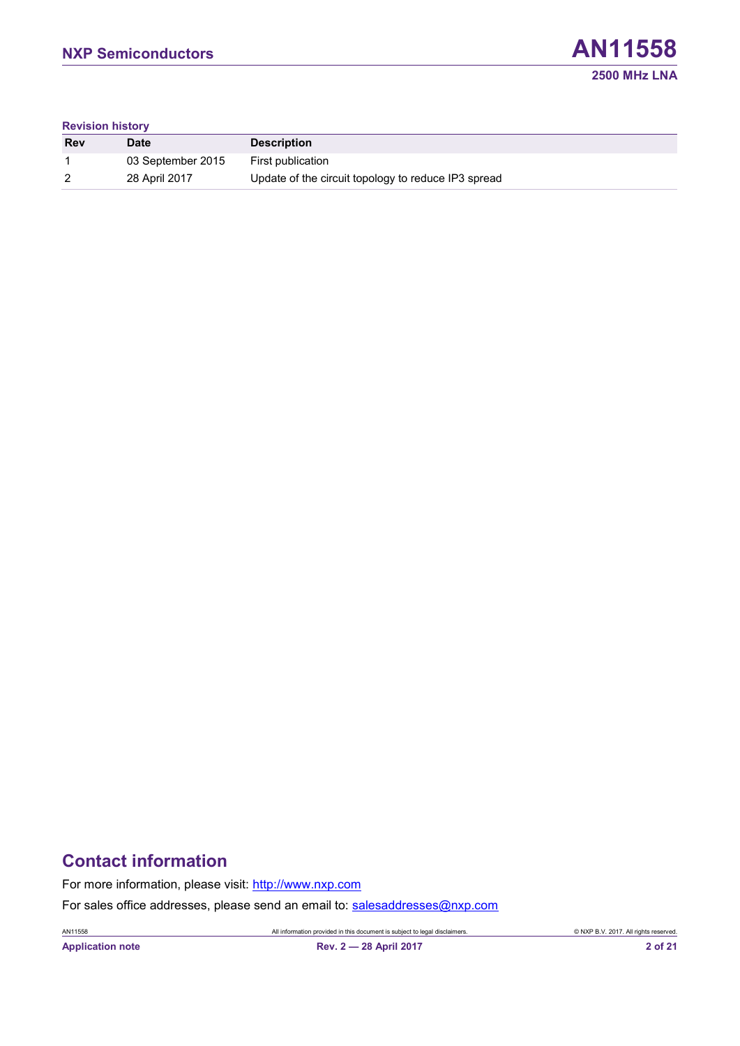**Revision history**

| Rev | Date | Description |
|---|---|---|
| 1 | 03 September 2015 | First publication |
| 2 | 28 April 2017 | Update of the circuit topology to reduce IP3 spread |

## Contact information

For more information, please visit: http://www.nxp.com

For sales office addresses, please send an email to: salesaddresses@nxp.com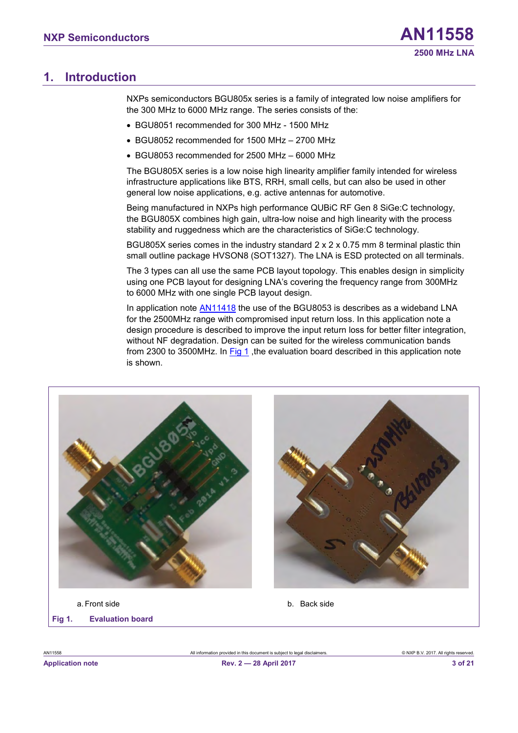# 1. Introduction

NXPs semiconductors BGU805x series is a family of integrated low noise amplifiers for the 300 MHz to 6000 MHz range. The series consists of the:

- BGU8051 recommended for 300 MHz - 1500 MHz
- BGU8052 recommended for 1500 MHz – 2700 MHz
- BGU8053 recommended for 2500 MHz – 6000 MHz

The BGU805X series is a low noise high linearity amplifier family intended for wireless infrastructure applications like BTS, RRH, small cells, but can also be used in other general low noise applications, e.g. active antennas for automotive.

Being manufactured in NXPs high performance QUBiC RF Gen 8 SiGe:C technology, the BGU805X combines high gain, ultra-low noise and high linearity with the process stability and ruggedness which are the characteristics of SiGe:C technology.

BGU805X series comes in the industry standard 2 x 2 x 0.75 mm 8 terminal plastic thin small outline package HVSON8 (SOT1327). The LNA is ESD protected on all terminals.

The 3 types can all use the same PCB layout topology. This enables design in simplicity using one PCB layout for designing LNA's covering the frequency range from 300MHz to 6000 MHz with one single PCB layout design.

In application note AN11418 the use of the BGU8053 is describes as a wideband LNA for the 2500MHz range with compromised input return loss. In this application note a design procedure is described to improve the input return loss for better filter integration, without NF degradation. Design can be suited for the wireless communication bands from 2300 to 3500MHz. In Fig 1 ,the evaluation board described in this application note is shown.

a. Front side

b. Back side

**Fig 1. Evaluation board**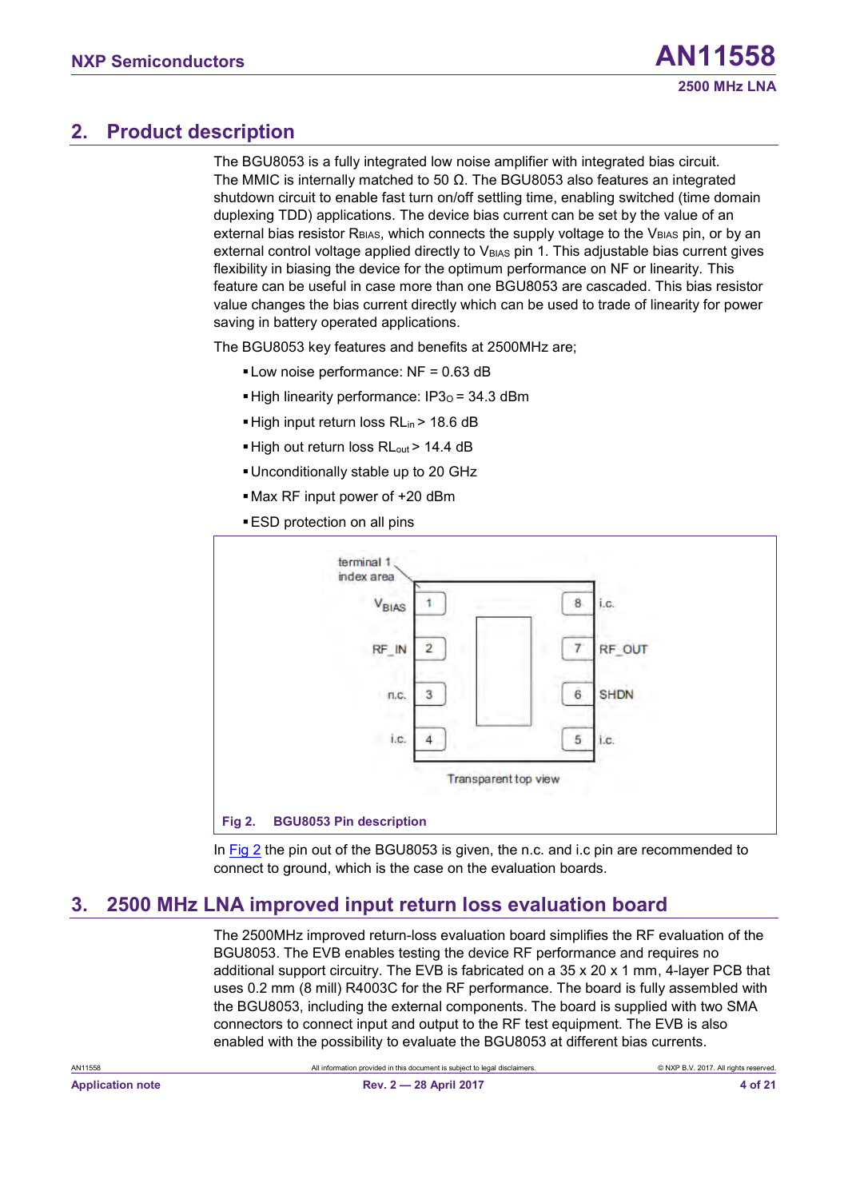## 2. Product description

The BGU8053 is a fully integrated low noise amplifier with integrated bias circuit. The MMIC is internally matched to 50 Ω. The BGU8053 also features an integrated shutdown circuit to enable fast turn on/off settling time, enabling switched (time domain duplexing TDD) applications. The device bias current can be set by the value of an external bias resistor $R_{BIAS}$, which connects the supply voltage to the $V_{BIAS}$ pin, or by an external control voltage applied directly to $V_{BIAS}$ pin 1. This adjustable bias current gives flexibility in biasing the device for the optimum performance on NF or linearity. This feature can be useful in case more than one BGU8053 are cascaded. This bias resistor value changes the bias current directly which can be used to trade of linearity for power saving in battery operated applications.

The BGU8053 key features and benefits at 2500MHz are;

- Low noise performance: NF = 0.63 dB
- High linearity performance: $IP3_O$ = 34.3 dBm
- High input return loss $RL_{in}$ > 18.6 dB
- High out return loss $RL_{out}$ > 14.4 dB
- Unconditionally stable up to 20 GHz
- Max RF input power of +20 dBm
- ESD protection on all pins

terminal 1 index area

| Pin | Name | Pin | Name |
|---|---|---|---|
| 1 | $V_{BIAS}$ | 8 | i.c. |
| 2 | RF_IN | 7 | RF_OUT |
| 3 | n.c. | 6 | SHDN |
| 4 | i.c. | 5 | i.c. |

Transparent top view

**Fig 2. BGU8053 Pin description**

In Fig 2 the pin out of the BGU8053 is given, the n.c. and i.c pin are recommended to connect to ground, which is the case on the evaluation boards.

## 3. 2500 MHz LNA improved input return loss evaluation board

The 2500MHz improved return-loss evaluation board simplifies the RF evaluation of the BGU8053. The EVB enables testing the device RF performance and requires no additional support circuitry. The EVB is fabricated on a 35 x 20 x 1 mm, 4-layer PCB that uses 0.2 mm (8 mill) R4003C for the RF performance. The board is fully assembled with the BGU8053, including the external components. The board is supplied with two SMA connectors to connect input and output to the RF test equipment. The EVB is also enabled with the possibility to evaluate the BGU8053 at different bias currents.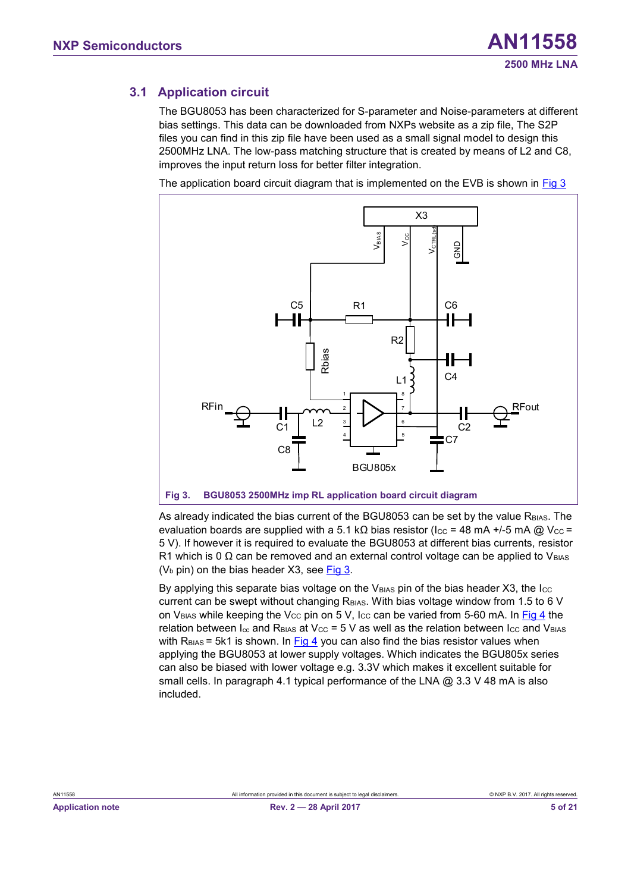## 3.1 Application circuit

The BGU8053 has been characterized for S-parameter and Noise-parameters at different bias settings. This data can be downloaded from NXPs website as a zip file, The S2P files you can find in this zip file have been used as a small signal model to design this 2500MHz LNA. The low-pass matching structure that is created by means of L2 and C8, improves the input return loss for better filter integration.

The application board circuit diagram that is implemented on the EVB is shown in Fig 3

**Fig 3. BGU8053 2500MHz imp RL application board circuit diagram**

As already indicated the bias current of the BGU8053 can be set by the value $R_{BIAS}$. The evaluation boards are supplied with a 5.1 kΩ bias resistor ($I_{CC}$ = 48 mA +/-5 mA @ $V_{CC}$ = 5 V). If however it is required to evaluate the BGU8053 at different bias currents, resistor R1 which is 0 Ω can be removed and an external control voltage can be applied to $V_{BIAS}$ ($V_b$ pin) on the bias header X3, see Fig 3.

By applying this separate bias voltage on the $V_{BIAS}$ pin of the bias header X3, the $I_{CC}$ current can be swept without changing $R_{BIAS}$. With bias voltage window from 1.5 to 6 V on $V_{BIAS}$ while keeping the $V_{CC}$ pin on 5 V, $I_{CC}$ can be varied from 5-60 mA. In Fig 4 the relation between $I_{cc}$ and $R_{BIAS}$ at $V_{CC}$ = 5 V as well as the relation between $I_{CC}$ and $V_{BIAS}$ with $R_{BIAS}$ = 5k1 is shown. In Fig 4 you can also find the bias resistor values when applying the BGU8053 at lower supply voltages. Which indicates the BGU805x series can also be biased with lower voltage e.g. 3.3V which makes it excellent suitable for small cells. In paragraph 4.1 typical performance of the LNA @ 3.3 V 48 mA is also included.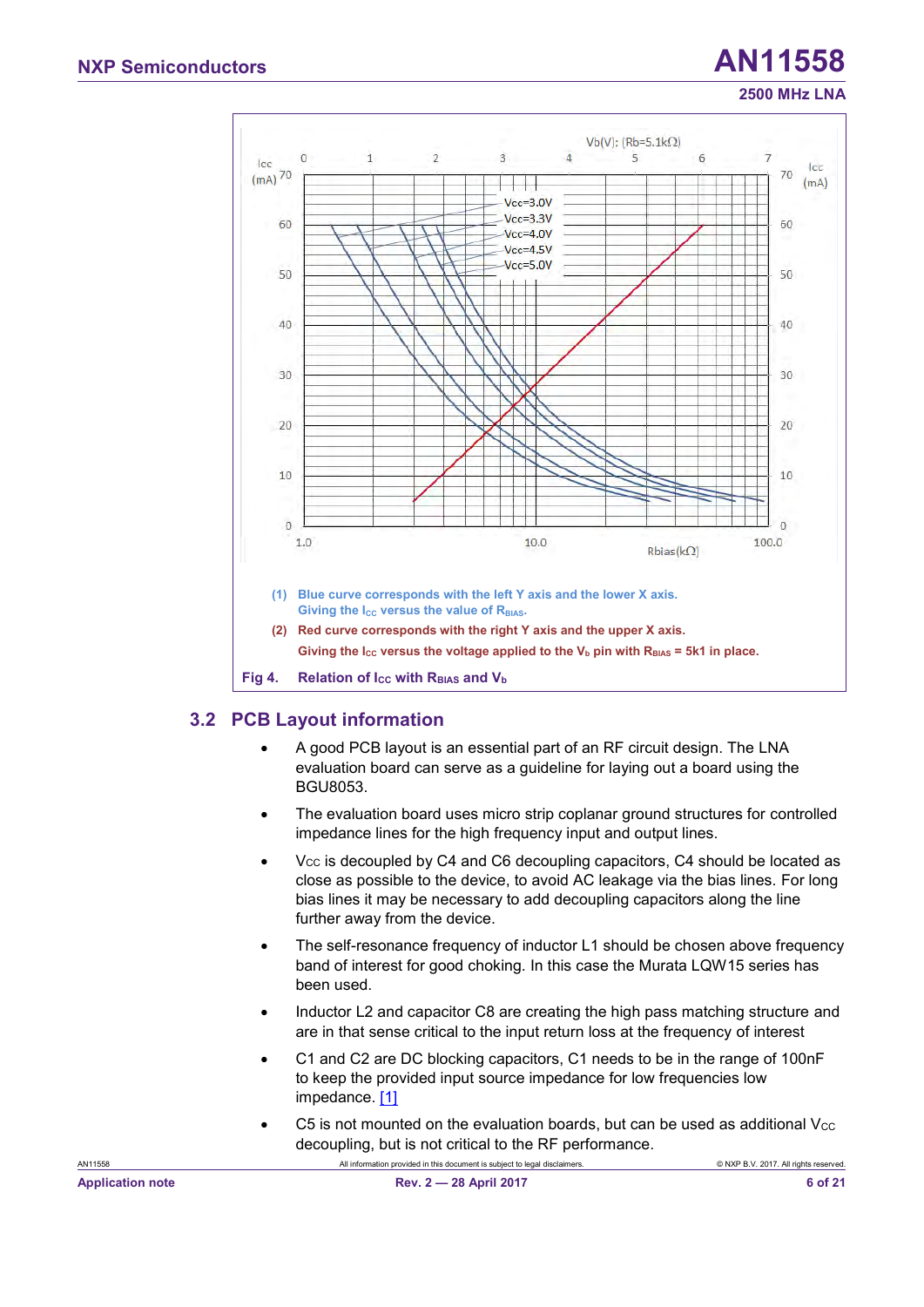(1) Blue curve corresponds with the left Y axis and the lower X axis. Giving the $I_{CC}$ versus the value of $R_{BIAS}$.

(2) Red curve corresponds with the right Y axis and the upper X axis. Giving the $I_{CC}$ versus the voltage applied to the $V_b$ pin with $R_{BIAS}$ = 5k1 in place.

**Fig 4. Relation of $I_{CC}$ with $R_{BIAS}$ and $V_b$**

## 3.2 PCB Layout information

- A good PCB layout is an essential part of an RF circuit design. The LNA evaluation board can serve as a guideline for laying out a board using the BGU8053.
- The evaluation board uses micro strip coplanar ground structures for controlled impedance lines for the high frequency input and output lines.
- $V_{CC}$ is decoupled by C4 and C6 decoupling capacitors, C4 should be located as close as possible to the device, to avoid AC leakage via the bias lines. For long bias lines it may be necessary to add decoupling capacitors along the line further away from the device.
- The self-resonance frequency of inductor L1 should be chosen above frequency band of interest for good choking. In this case the Murata LQW15 series has been used.
- Inductor L2 and capacitor C8 are creating the high pass matching structure and are in that sense critical to the input return loss at the frequency of interest
- C1 and C2 are DC blocking capacitors, C1 needs to be in the range of 100nF to keep the provided input source impedance for low frequencies low impedance. [1]
- C5 is not mounted on the evaluation boards, but can be used as additional $V_{CC}$ decoupling, but is not critical to the RF performance.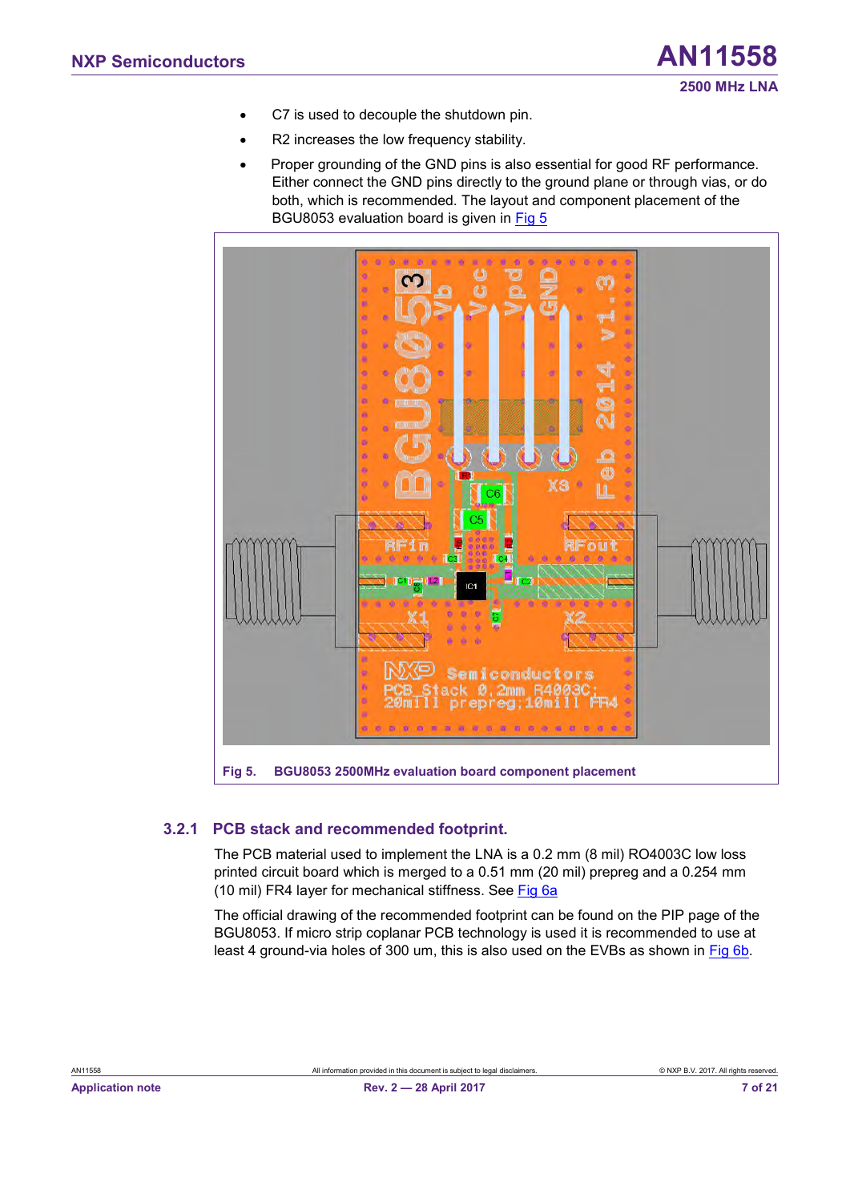- C7 is used to decouple the shutdown pin.
- R2 increases the low frequency stability.
- Proper grounding of the GND pins is also essential for good RF performance. Either connect the GND pins directly to the ground plane or through vias, or do both, which is recommended. The layout and component placement of the BGU8053 evaluation board is given in Fig 5

Fig 5. BGU8053 2500MHz evaluation board component placement

### 3.2.1 PCB stack and recommended footprint.

The PCB material used to implement the LNA is a 0.2 mm (8 mil) RO4003C low loss printed circuit board which is merged to a 0.51 mm (20 mil) prepreg and a 0.254 mm (10 mil) FR4 layer for mechanical stiffness. See Fig 6a

The official drawing of the recommended footprint can be found on the PIP page of the BGU8053. If micro strip coplanar PCB technology is used it is recommended to use at least 4 ground-via holes of 300 um, this is also used on the EVBs as shown in Fig 6b.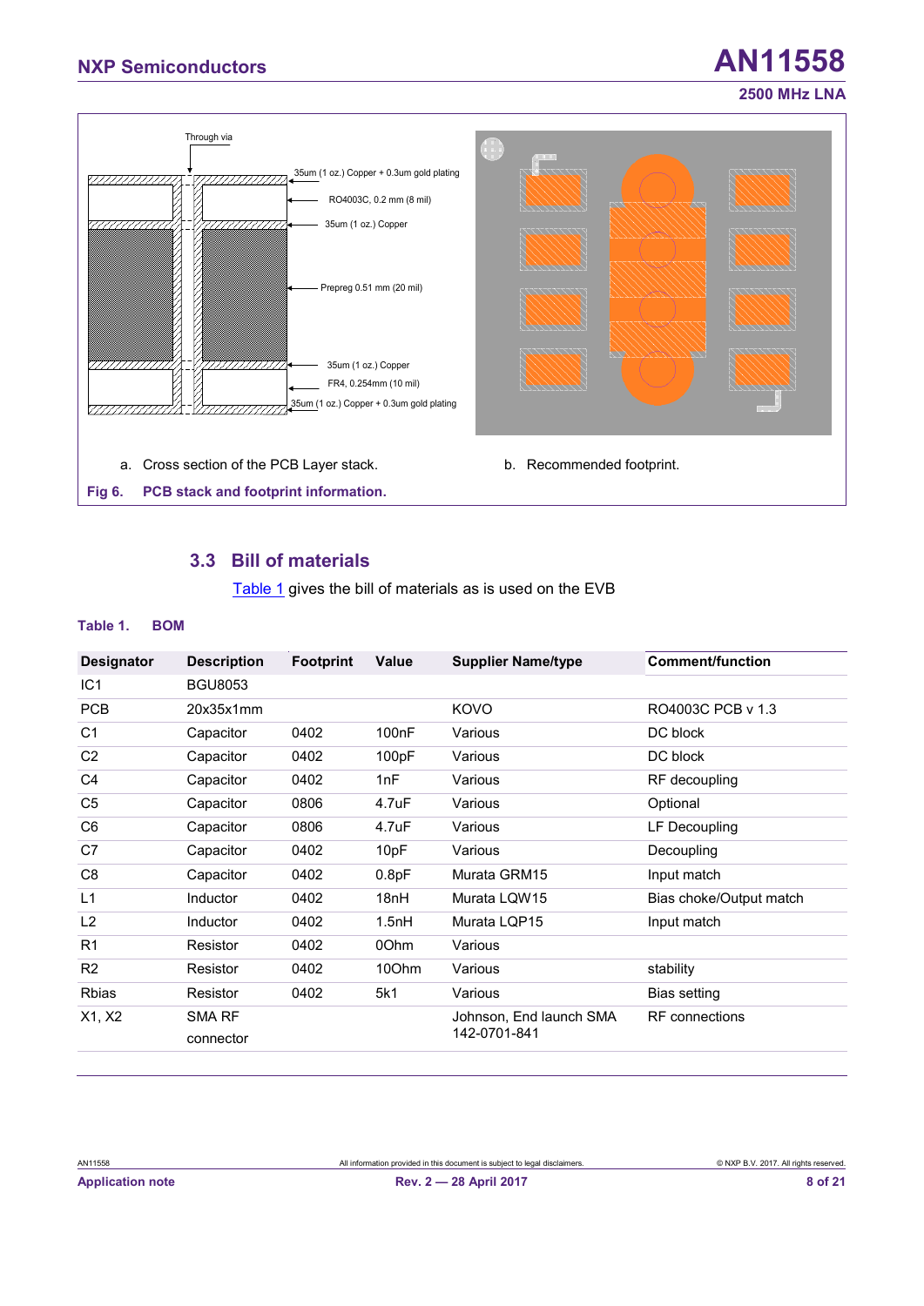a. Cross section of the PCB Layer stack.

b. Recommended footprint.

**Fig 6. PCB stack and footprint information.**

## 3.3 Bill of materials

Table 1 gives the bill of materials as is used on the EVB

**Table 1. BOM**

| Designator | Description | Footprint | Value | Supplier Name/type | Comment/function |
|---|---|---|---|---|---|
| IC1 | BGU8053 | | | | |
| PCB | 20x35x1mm | | | KOVO | RO4003C PCB v 1.3 |
| C1 | Capacitor | 0402 | 100nF | Various | DC block |
| C2 | Capacitor | 0402 | 100pF | Various | DC block |
| C4 | Capacitor | 0402 | 1nF | Various | RF decoupling |
| C5 | Capacitor | 0806 | 4.7uF | Various | Optional |
| C6 | Capacitor | 0806 | 4.7uF | Various | LF Decoupling |
| C7 | Capacitor | 0402 | 10pF | Various | Decoupling |
| C8 | Capacitor | 0402 | 0.8pF | Murata GRM15 | Input match |
| L1 | Inductor | 0402 | 18nH | Murata LQW15 | Bias choke/Output match |
| L2 | Inductor | 0402 | 1.5nH | Murata LQP15 | Input match |
| R1 | Resistor | 0402 | 0Ohm | Various | |
| R2 | Resistor | 0402 | 10Ohm | Various | stability |
| Rbias | Resistor | 0402 | 5k1 | Various | Bias setting |
| X1, X2 | SMA RF connector | | | Johnson, End launch SMA 142-0701-841 | RF connections |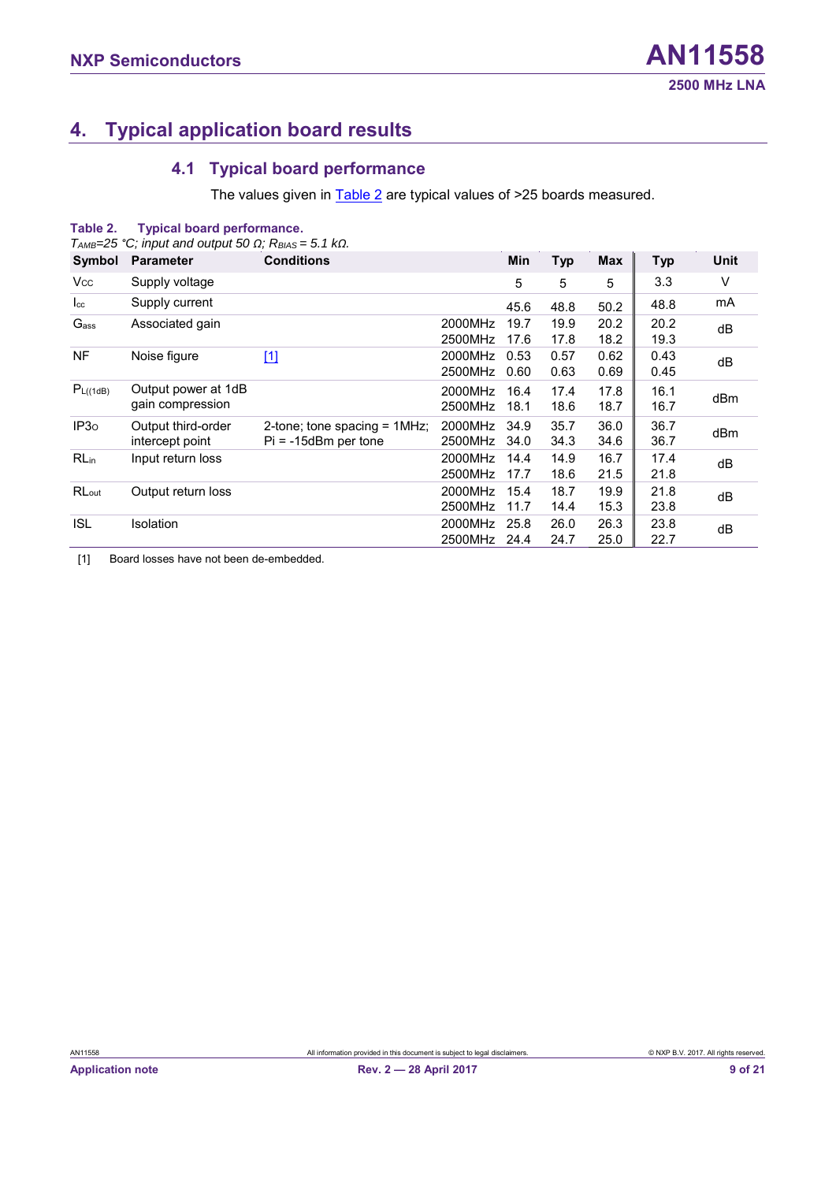## 4. Typical application board results

### 4.1 Typical board performance

The values given in Table 2 are typical values of >25 boards measured.

**Table 2. Typical board performance.**

*$T_{AMB}$=25 °C; input and output 50 Ω; $R_{BIAS}$ = 5.1 kΩ.*

| Symbol | Parameter | Conditions | | Min | Typ | Max | Typ | Unit |
|---|---|---|---|---|---|---|---|---|
| $V_{CC}$ | Supply voltage | | | 5 | 5 | 5 | 3.3 | V |
| $I_{cc}$ | Supply current | | | 45.6 | 48.8 | 50.2 | 48.8 | mA |
| $G_{ass}$ | Associated gain | | 2000MHz<br>2500MHz | 19.7<br>17.6 | 19.9<br>17.8 | 20.2<br>18.2 | 20.2<br>19.3 | dB |
| NF | Noise figure | [1] | 2000MHz<br>2500MHz | 0.53<br>0.60 | 0.57<br>0.63 | 0.62<br>0.69 | 0.43<br>0.45 | dB |
| $P_{L((1dB)}$ | Output power at 1dB gain compression | | 2000MHz<br>2500MHz | 16.4<br>18.1 | 17.4<br>18.6 | 17.8<br>18.7 | 16.1<br>16.7 | dBm |
| $IP3_O$ | Output third-order intercept point | 2-tone; tone spacing = 1MHz; Pi = -15dBm per tone | 2000MHz<br>2500MHz | 34.9<br>34.0 | 35.7<br>34.3 | 36.0<br>34.6 | 36.7<br>36.7 | dBm |
| $RL_{in}$ | Input return loss | | 2000MHz<br>2500MHz | 14.4<br>17.7 | 14.9<br>18.6 | 16.7<br>21.5 | 17.4<br>21.8 | dB |
| $RL_{out}$ | Output return loss | | 2000MHz<br>2500MHz | 15.4<br>11.7 | 18.7<br>14.4 | 19.9<br>15.3 | 21.8<br>23.8 | dB |
| ISL | Isolation | | 2000MHz<br>2500MHz | 25.8<br>24.4 | 26.0<br>24.7 | 26.3<br>25.0 | 23.8<br>22.7 | dB |

[1] Board losses have not been de-embedded.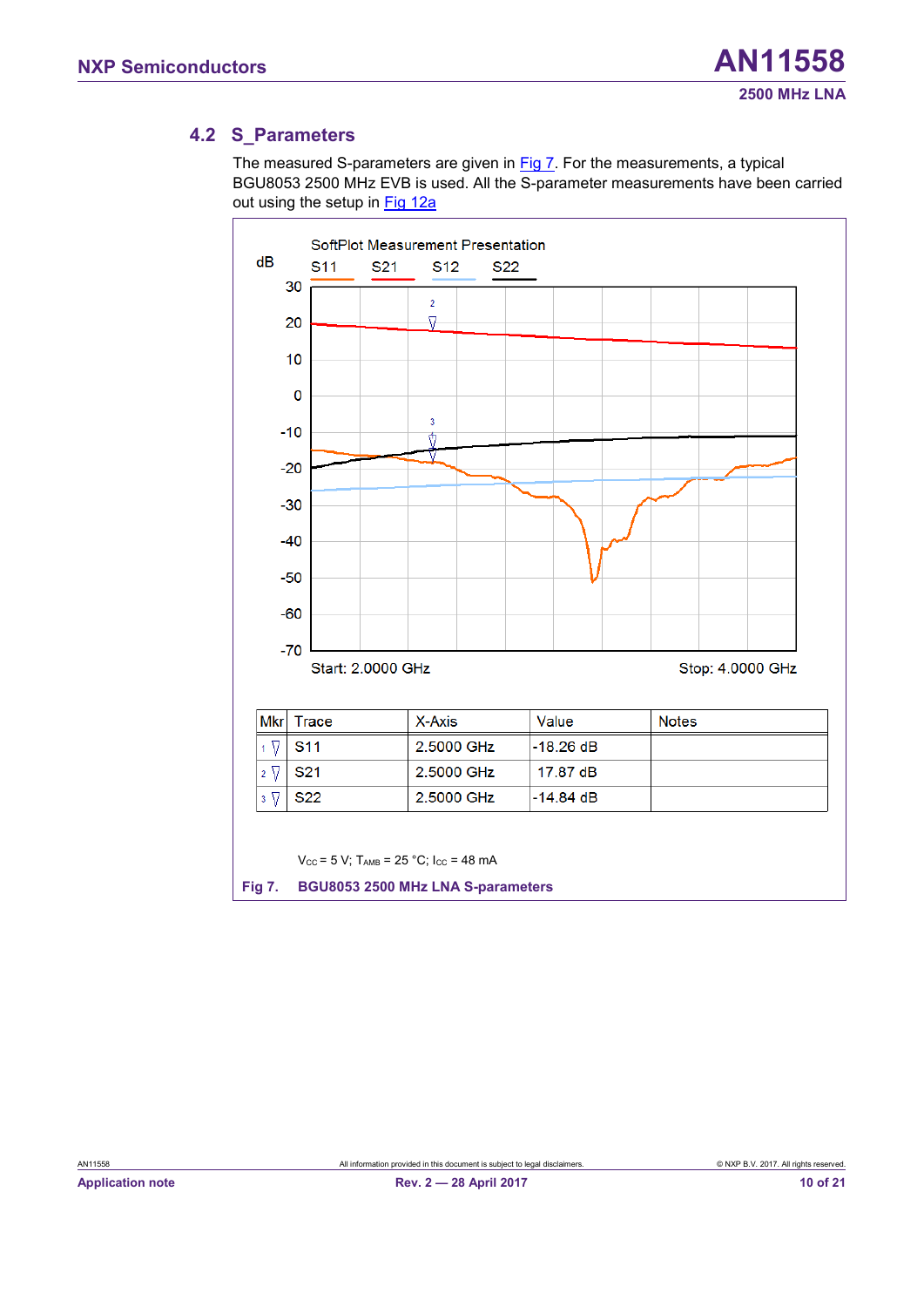## 4.2 S_Parameters

The measured S-parameters are given in Fig 7. For the measurements, a typical BGU8053 2500 MHz EVB is used. All the S-parameter measurements have been carried out using the setup in Fig 12a

SoftPlot Measurement Presentation

| Mkr | Trace | X-Axis | Value | Notes |
|---|---|---|---|---|
| 1 | S11 | 2.5000 GHz | -18.26 dB | |
| 2 | S21 | 2.5000 GHz | 17.87 dB | |
| 3 | S22 | 2.5000 GHz | -14.84 dB | |

$V_{CC}$ = 5 V; $T_{AMB}$ = 25 °C; $I_{CC}$ = 48 mA

**Fig 7. BGU8053 2500 MHz LNA S-parameters**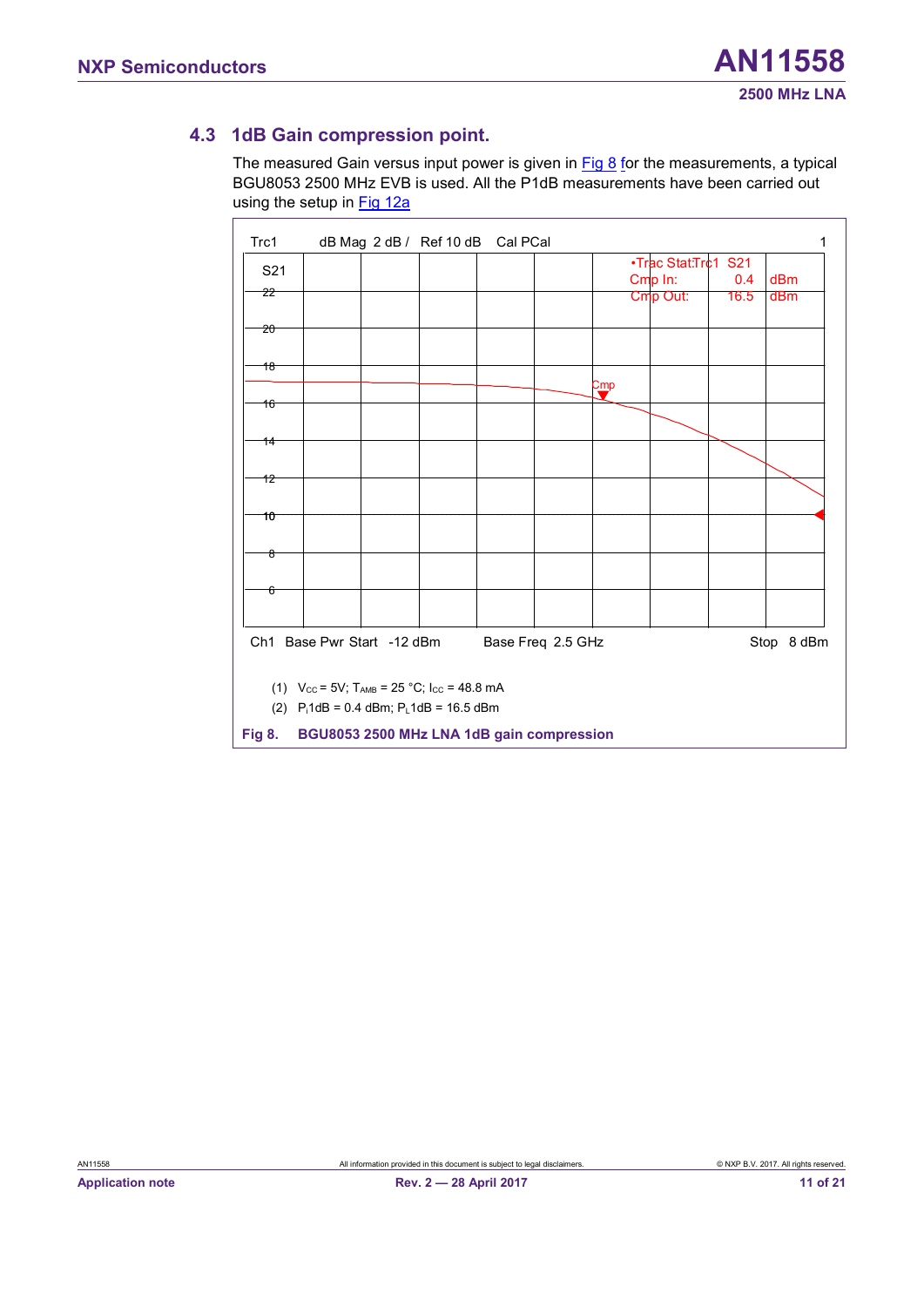## 4.3 1dB Gain compression point.

The measured Gain versus input power is given in Fig 8 for the measurements, a typical BGU8053 2500 MHz EVB is used. All the P1dB measurements have been carried out using the setup in Fig 12a

Trc1 dB Mag 2 dB / Ref 10 dB Cal PCal 1

S21

•Trac Stat:Trc1 S21
Cmp In: 0.4 dBm
Cmp Out: 16.5 dBm

Cmp

22, 20, 18, 16, 14, 12, 10, 8, 6

Ch1 Base Pwr Start -12 dBm Base Freq 2.5 GHz Stop 8 dBm

(1) $V_{CC}$ = 5V; $T_{AMB}$ = 25 °C; $I_{CC}$ = 48.8 mA

(2) $P_i$1dB = 0.4 dBm; $P_L$1dB = 16.5 dBm

**Fig 8. BGU8053 2500 MHz LNA 1dB gain compression**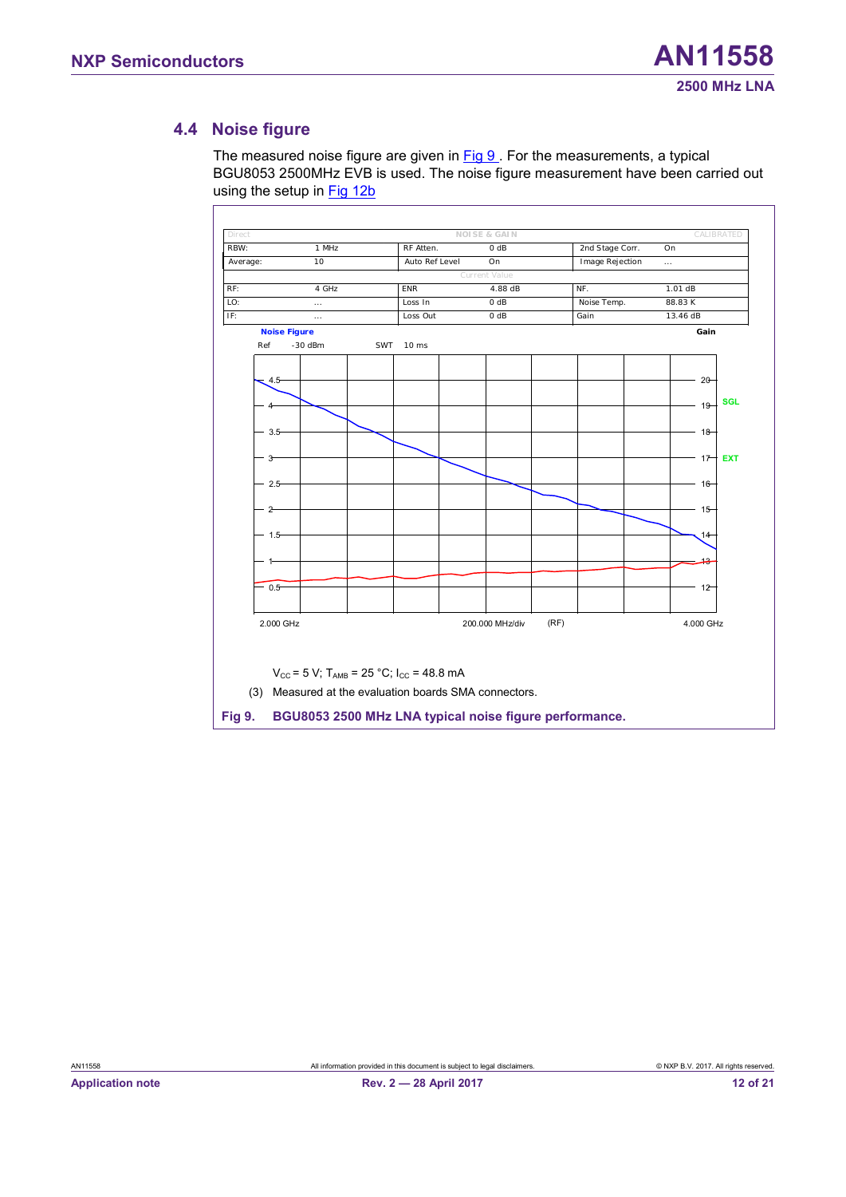## 4.4 Noise figure

The measured noise figure are given in Fig 9 . For the measurements, a typical BGU8053 2500MHz EVB is used. The noise figure measurement have been carried out using the setup in Fig 12b

| Direct | | NOISE & GAIN | | | CALIBRATED |
|---|---|---|---|---|---|
| RBW: | 1 MHz | RF Atten. | 0 dB | 2nd Stage Corr. | On |
| Average: | 10 | Auto Ref Level | On | Image Rejection | ... |
| | | Current Value | | | |
| RF: | 4 GHz | ENR | 4.88 dB | NF. | 1.01 dB |
| LO: | ... | Loss In | 0 dB | Noise Temp. | 88.83 K |
| IF: | ... | Loss Out | 0 dB | Gain | 13.46 dB |

Noise Figure — Gain

Ref -30 dBm SWT 10 ms

2.000 GHz — 200.000 MHz/div (RF) — 4.000 GHz

$V_{CC}$ = 5 V; $T_{AMB}$ = 25 °C; $I_{CC}$ = 48.8 mA

(3) Measured at the evaluation boards SMA connectors.

**Fig 9. BGU8053 2500 MHz LNA typical noise figure performance.**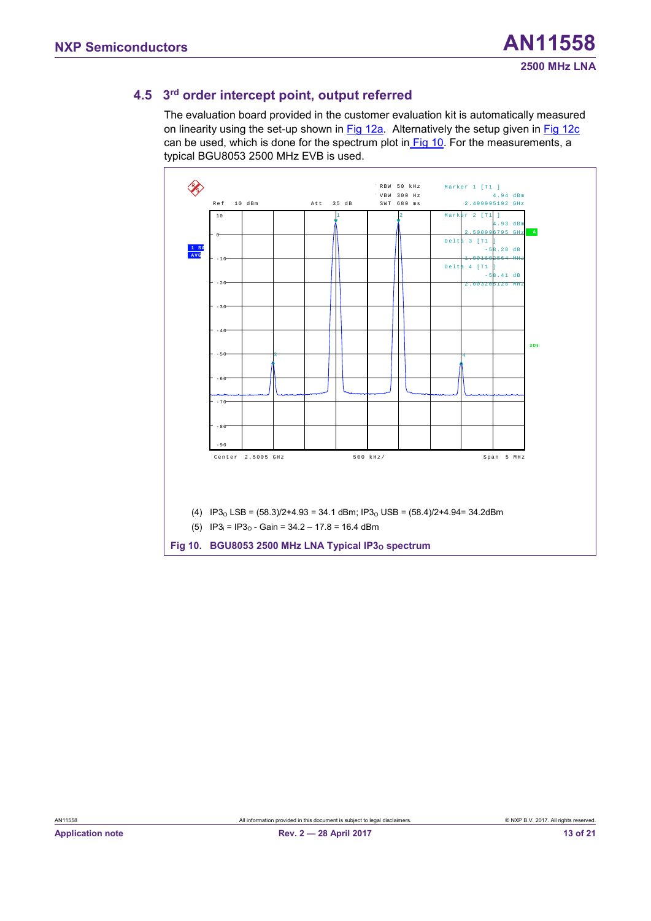### 4.5 3rd order intercept point, output referred

The evaluation board provided in the customer evaluation kit is automatically measured on linearity using the set-up shown in Fig 12a. Alternatively the setup given in Fig 12c can be used, which is done for the spectrum plot in Fig 10. For the measurements, a typical BGU8053 2500 MHz EVB is used.

RBW 50 kHz
VBW 300 Hz
SWT 680 ms
Ref 10 dBm
Att 35 dB

Marker 1 [T1]
4.94 dBm
2.499995192 GHz

Marker 2 [T1]
4.93 dBm
2.500996795 GHz

Delta 3 [T1]
-58.28 dB
-1.001602564 MHz

Delta 4 [T1]
-58.41 dB
2.003205128 MHz

Center 2.5005 GHz
500 kHz/
Span 5 MHz

(4) $IP3_O$ LSB = (58.3)/2+4.93 = 34.1 dBm; $IP3_O$ USB = (58.4)/2+4.94= 34.2dBm

(5) $IP3_I$ = $IP3_O$ - Gain = 34.2 – 17.8 = 16.4 dBm

**Fig 10. BGU8053 2500 MHz LNA Typical $IP3_O$ spectrum**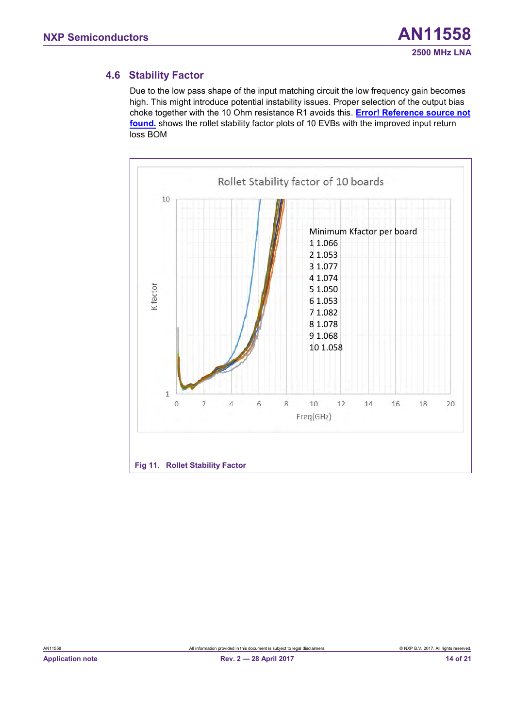## 4.6 Stability Factor

Due to the low pass shape of the input matching circuit the low frequency gain becomes high. This might introduce potential instability issues. Proper selection of the output bias choke together with the 10 Ohm resistance R1 avoids this. **Error! Reference source not found.** shows the rollet stability factor plots of 10 EVBs with the improved input return loss BOM

Rollet Stability factor of 10 boards

Minimum Kfactor per board

| Board | Min K |
|---|---|
| 1 | 1.066 |
| 2 | 1.053 |
| 3 | 1.077 |
| 4 | 1.074 |
| 5 | 1.050 |
| 6 | 1.053 |
| 7 | 1.082 |
| 8 | 1.078 |
| 9 | 1.068 |
| 10 | 1.058 |

**Fig 11. Rollet Stability Factor**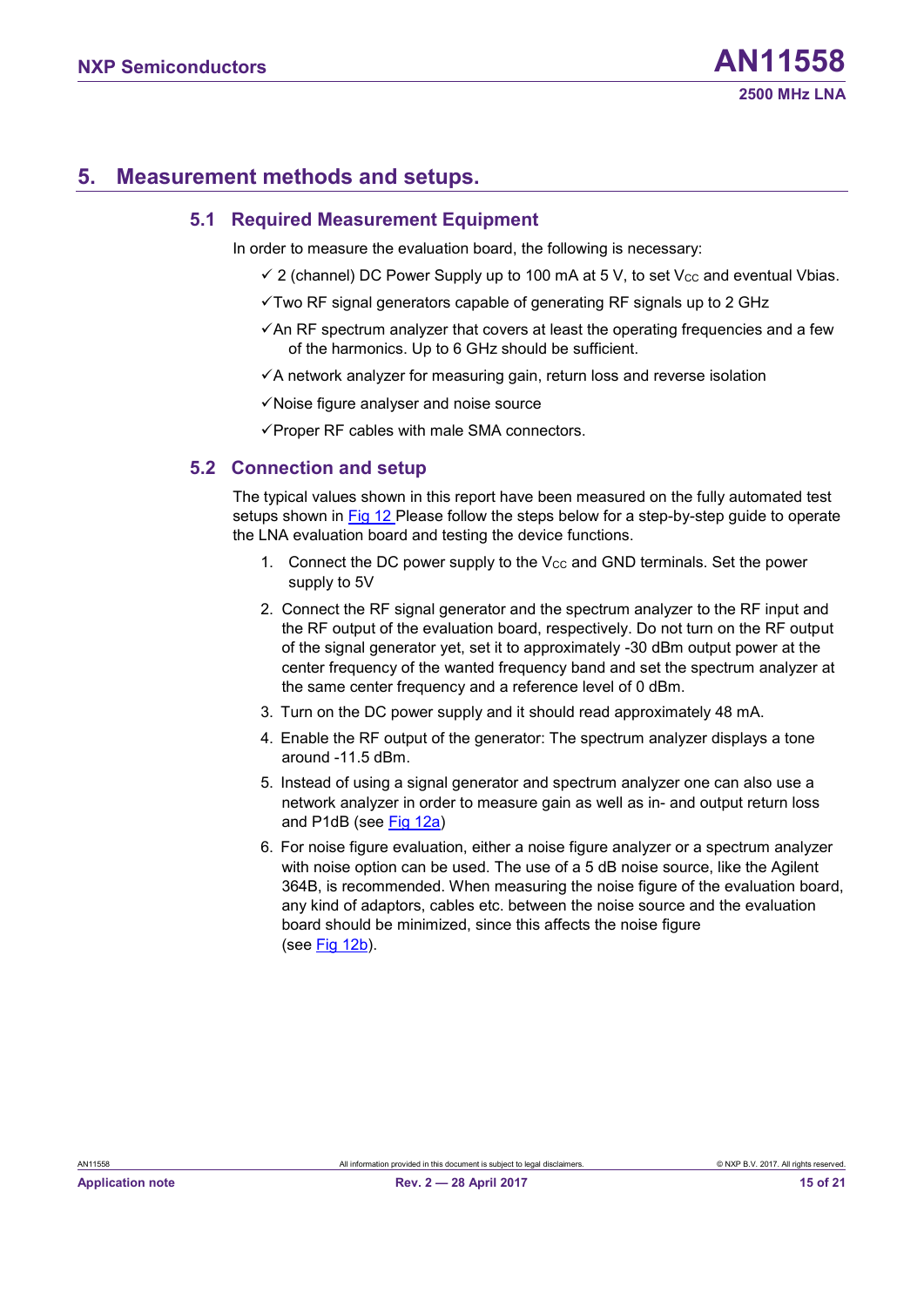# 5. Measurement methods and setups.

## 5.1 Required Measurement Equipment

In order to measure the evaluation board, the following is necessary:

- ✓ 2 (channel) DC Power Supply up to 100 mA at 5 V, to set $V_{CC}$ and eventual Vbias.
- ✓Two RF signal generators capable of generating RF signals up to 2 GHz
- ✓An RF spectrum analyzer that covers at least the operating frequencies and a few of the harmonics. Up to 6 GHz should be sufficient.
- ✓A network analyzer for measuring gain, return loss and reverse isolation
- ✓Noise figure analyser and noise source
- ✓Proper RF cables with male SMA connectors.

## 5.2 Connection and setup

The typical values shown in this report have been measured on the fully automated test setups shown in Fig 12 Please follow the steps below for a step-by-step guide to operate the LNA evaluation board and testing the device functions.

1. Connect the DC power supply to the $V_{CC}$ and GND terminals. Set the power supply to 5V
2. Connect the RF signal generator and the spectrum analyzer to the RF input and the RF output of the evaluation board, respectively. Do not turn on the RF output of the signal generator yet, set it to approximately -30 dBm output power at the center frequency of the wanted frequency band and set the spectrum analyzer at the same center frequency and a reference level of 0 dBm.
3. Turn on the DC power supply and it should read approximately 48 mA.
4. Enable the RF output of the generator: The spectrum analyzer displays a tone around -11.5 dBm.
5. Instead of using a signal generator and spectrum analyzer one can also use a network analyzer in order to measure gain as well as in- and output return loss and P1dB (see Fig 12a)
6. For noise figure evaluation, either a noise figure analyzer or a spectrum analyzer with noise option can be used. The use of a 5 dB noise source, like the Agilent 364B, is recommended. When measuring the noise figure of the evaluation board, any kind of adaptors, cables etc. between the noise source and the evaluation board should be minimized, since this affects the noise figure (see Fig 12b).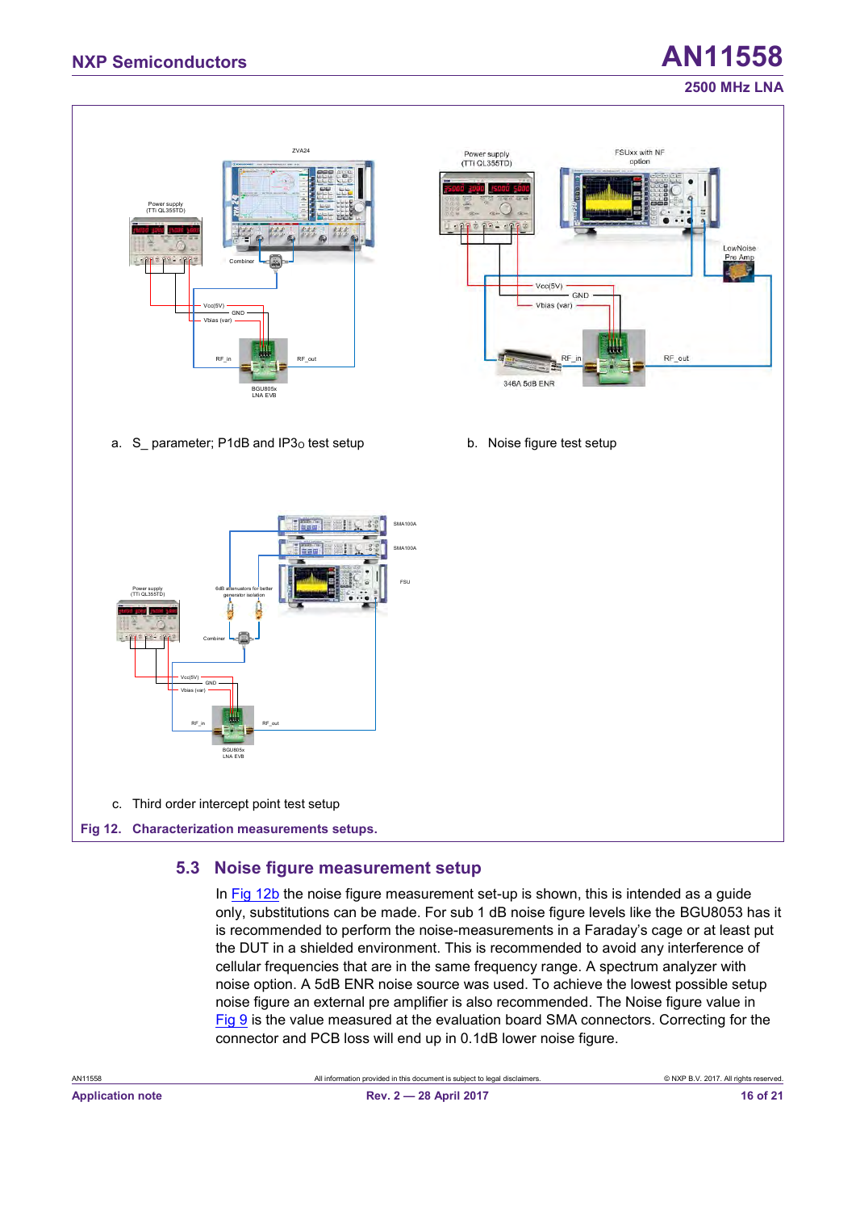a. S_ parameter; P1dB and IP3o test setup

b. Noise figure test setup

c. Third order intercept point test setup

**Fig 12. Characterization measurements setups.**

## 5.3 Noise figure measurement setup

In Fig 12b the noise figure measurement set-up is shown, this is intended as a guide only, substitutions can be made. For sub 1 dB noise figure levels like the BGU8053 has it is recommended to perform the noise-measurements in a Faraday's cage or at least put the DUT in a shielded environment. This is recommended to avoid any interference of cellular frequencies that are in the same frequency range. A spectrum analyzer with noise option. A 5dB ENR noise source was used. To achieve the lowest possible setup noise figure an external pre amplifier is also recommended. The Noise figure value in Fig 9 is the value measured at the evaluation board SMA connectors. Correcting for the connector and PCB loss will end up in 0.1dB lower noise figure.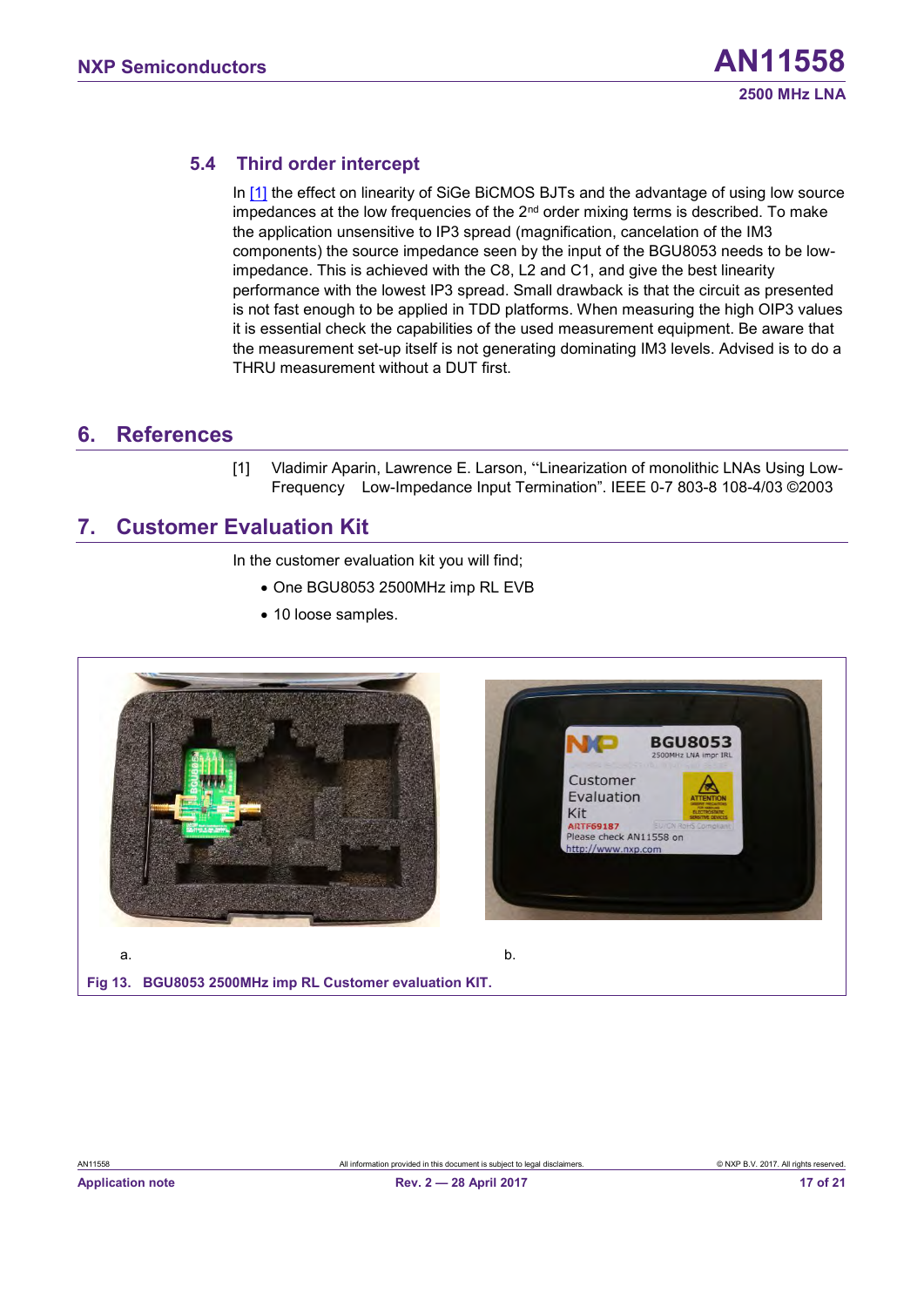### 5.4 Third order intercept

In [1] the effect on linearity of SiGe BiCMOS BJTs and the advantage of using low source impedances at the low frequencies of the 2nd order mixing terms is described. To make the application unsensitive to IP3 spread (magnification, cancelation of the IM3 components) the source impedance seen by the input of the BGU8053 needs to be low-impedance. This is achieved with the C8, L2 and C1, and give the best linearity performance with the lowest IP3 spread. Small drawback is that the circuit as presented is not fast enough to be applied in TDD platforms. When measuring the high OIP3 values it is essential check the capabilities of the used measurement equipment. Be aware that the measurement set-up itself is not generating dominating IM3 levels. Advised is to do a THRU measurement without a DUT first.

## 6. References

[1] Vladimir Aparin, Lawrence E. Larson, ‘‘Linearization of monolithic LNAs Using Low-Frequency Low-Impedance Input Termination”. IEEE 0-7 803-8 108-4/03 ©2003

## 7. Customer Evaluation Kit

In the customer evaluation kit you will find;

- One BGU8053 2500MHz imp RL EVB
- 10 loose samples.

a. b.

Fig 13. BGU8053 2500MHz imp RL Customer evaluation KIT.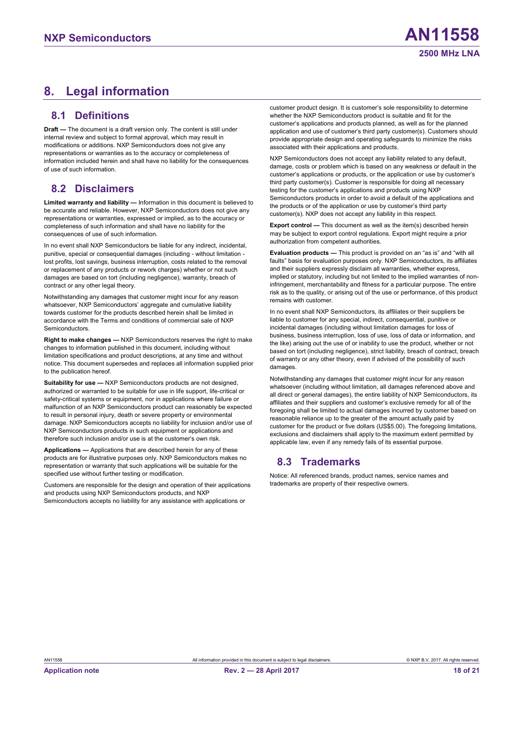# 8. Legal information

## 8.1 Definitions

**Draft —** The document is a draft version only. The content is still under internal review and subject to formal approval, which may result in modifications or additions. NXP Semiconductors does not give any representations or warranties as to the accuracy or completeness of information included herein and shall have no liability for the consequences of use of such information.

## 8.2 Disclaimers

**Limited warranty and liability —** Information in this document is believed to be accurate and reliable. However, NXP Semiconductors does not give any representations or warranties, expressed or implied, as to the accuracy or completeness of such information and shall have no liability for the consequences of use of such information.

In no event shall NXP Semiconductors be liable for any indirect, incidental, punitive, special or consequential damages (including - without limitation - lost profits, lost savings, business interruption, costs related to the removal or replacement of any products or rework charges) whether or not such damages are based on tort (including negligence), warranty, breach of contract or any other legal theory.

Notwithstanding any damages that customer might incur for any reason whatsoever, NXP Semiconductors' aggregate and cumulative liability towards customer for the products described herein shall be limited in accordance with the Terms and conditions of commercial sale of NXP Semiconductors.

**Right to make changes —** NXP Semiconductors reserves the right to make changes to information published in this document, including without limitation specifications and product descriptions, at any time and without notice. This document supersedes and replaces all information supplied prior to the publication hereof.

**Suitability for use —** NXP Semiconductors products are not designed, authorized or warranted to be suitable for use in life support, life-critical or safety-critical systems or equipment, nor in applications where failure or malfunction of an NXP Semiconductors product can reasonably be expected to result in personal injury, death or severe property or environmental damage. NXP Semiconductors accepts no liability for inclusion and/or use of NXP Semiconductors products in such equipment or applications and therefore such inclusion and/or use is at the customer's own risk.

**Applications —** Applications that are described herein for any of these products are for illustrative purposes only. NXP Semiconductors makes no representation or warranty that such applications will be suitable for the specified use without further testing or modification.

Customers are responsible for the design and operation of their applications and products using NXP Semiconductors products, and NXP Semiconductors accepts no liability for any assistance with applications or customer product design. It is customer's sole responsibility to determine whether the NXP Semiconductors product is suitable and fit for the customer's applications and products planned, as well as for the planned application and use of customer's third party customer(s). Customers should provide appropriate design and operating safeguards to minimize the risks associated with their applications and products.

NXP Semiconductors does not accept any liability related to any default, damage, costs or problem which is based on any weakness or default in the customer's applications or products, or the application or use by customer's third party customer(s). Customer is responsible for doing all necessary testing for the customer's applications and products using NXP Semiconductors products in order to avoid a default of the applications and the products or of the application or use by customer's third party customer(s). NXP does not accept any liability in this respect.

**Export control —** This document as well as the item(s) described herein may be subject to export control regulations. Export might require a prior authorization from competent authorities.

**Evaluation products —** This product is provided on an "as is" and "with all faults" basis for evaluation purposes only. NXP Semiconductors, its affiliates and their suppliers expressly disclaim all warranties, whether express, implied or statutory, including but not limited to the implied warranties of non-infringement, merchantability and fitness for a particular purpose. The entire risk as to the quality, or arising out of the use or performance, of this product remains with customer.

In no event shall NXP Semiconductors, its affiliates or their suppliers be liable to customer for any special, indirect, consequential, punitive or incidental damages (including without limitation damages for loss of business, business interruption, loss of use, loss of data or information, and the like) arising out the use of or inability to use the product, whether or not based on tort (including negligence), strict liability, breach of contract, breach of warranty or any other theory, even if advised of the possibility of such damages.

Notwithstanding any damages that customer might incur for any reason whatsoever (including without limitation, all damages referenced above and all direct or general damages), the entire liability of NXP Semiconductors, its affiliates and their suppliers and customer's exclusive remedy for all of the foregoing shall be limited to actual damages incurred by customer based on reasonable reliance up to the greater of the amount actually paid by customer for the product or five dollars (US$5.00). The foregoing limitations, exclusions and disclaimers shall apply to the maximum extent permitted by applicable law, even if any remedy fails of its essential purpose.

## 8.3 Trademarks

Notice: All referenced brands, product names, service names and trademarks are property of their respective owners.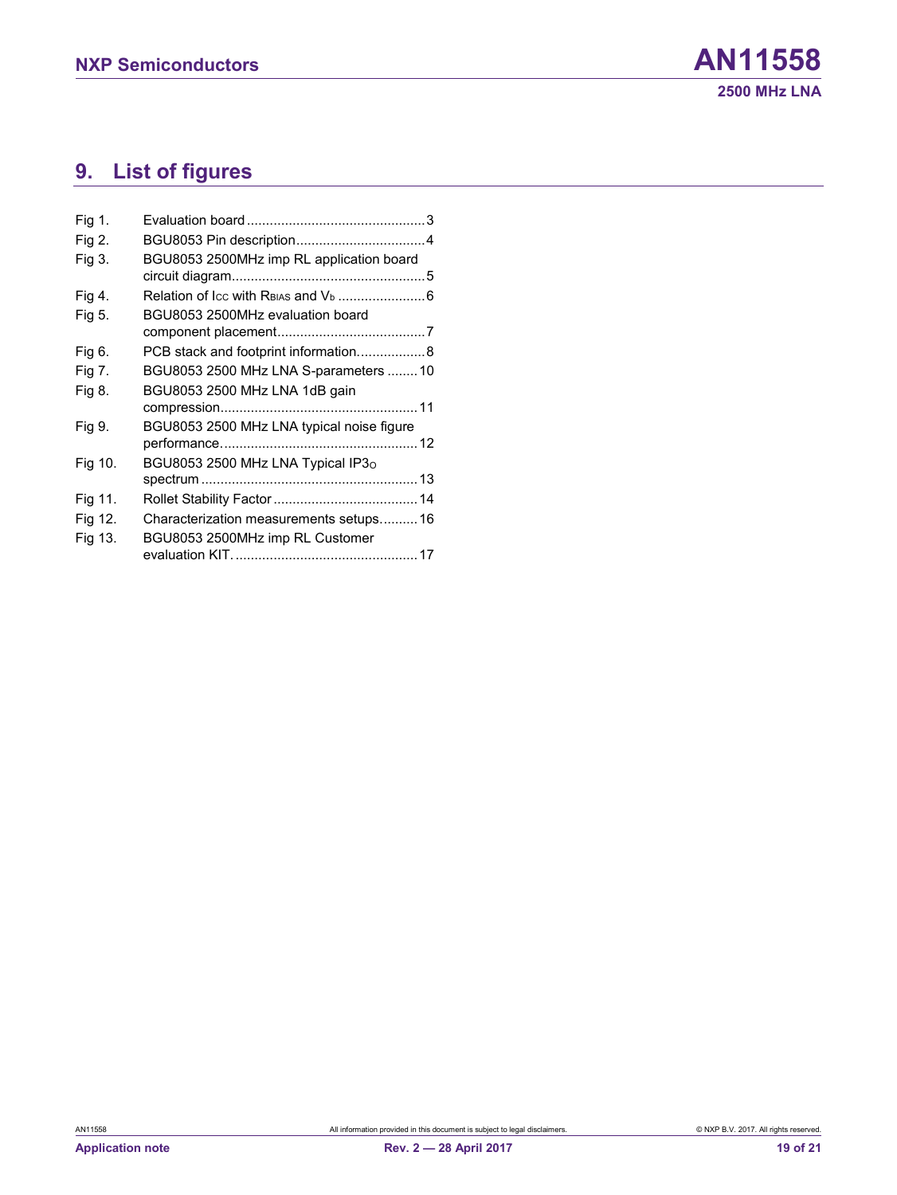## 9. List of figures

| | | |
|---|---|---|
| Fig 1. | Evaluation board | 3 |
| Fig 2. | BGU8053 Pin description | 4 |
| Fig 3. | BGU8053 2500MHz imp RL application board circuit diagram | 5 |
| Fig 4. | Relation of $I_{CC}$ with $R_{BIAS}$ and $V_b$ | 6 |
| Fig 5. | BGU8053 2500MHz evaluation board component placement | 7 |
| Fig 6. | PCB stack and footprint information | 8 |
| Fig 7. | BGU8053 2500 MHz LNA S-parameters | 10 |
| Fig 8. | BGU8053 2500 MHz LNA 1dB gain compression | 11 |
| Fig 9. | BGU8053 2500 MHz LNA typical noise figure performance | 12 |
| Fig 10. | BGU8053 2500 MHz LNA Typical $IP3_O$ spectrum | 13 |
| Fig 11. | Rollet Stability Factor | 14 |
| Fig 12. | Characterization measurements setups | 16 |
| Fig 13. | BGU8053 2500MHz imp RL Customer evaluation KIT. | 17 |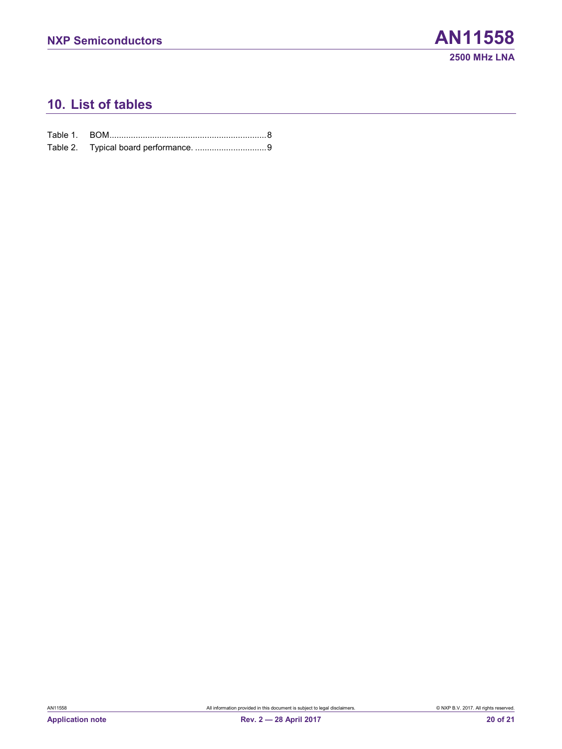## 10. List of tables

Table 1. BOM..................................................................8

Table 2. Typical board performance. ..............................9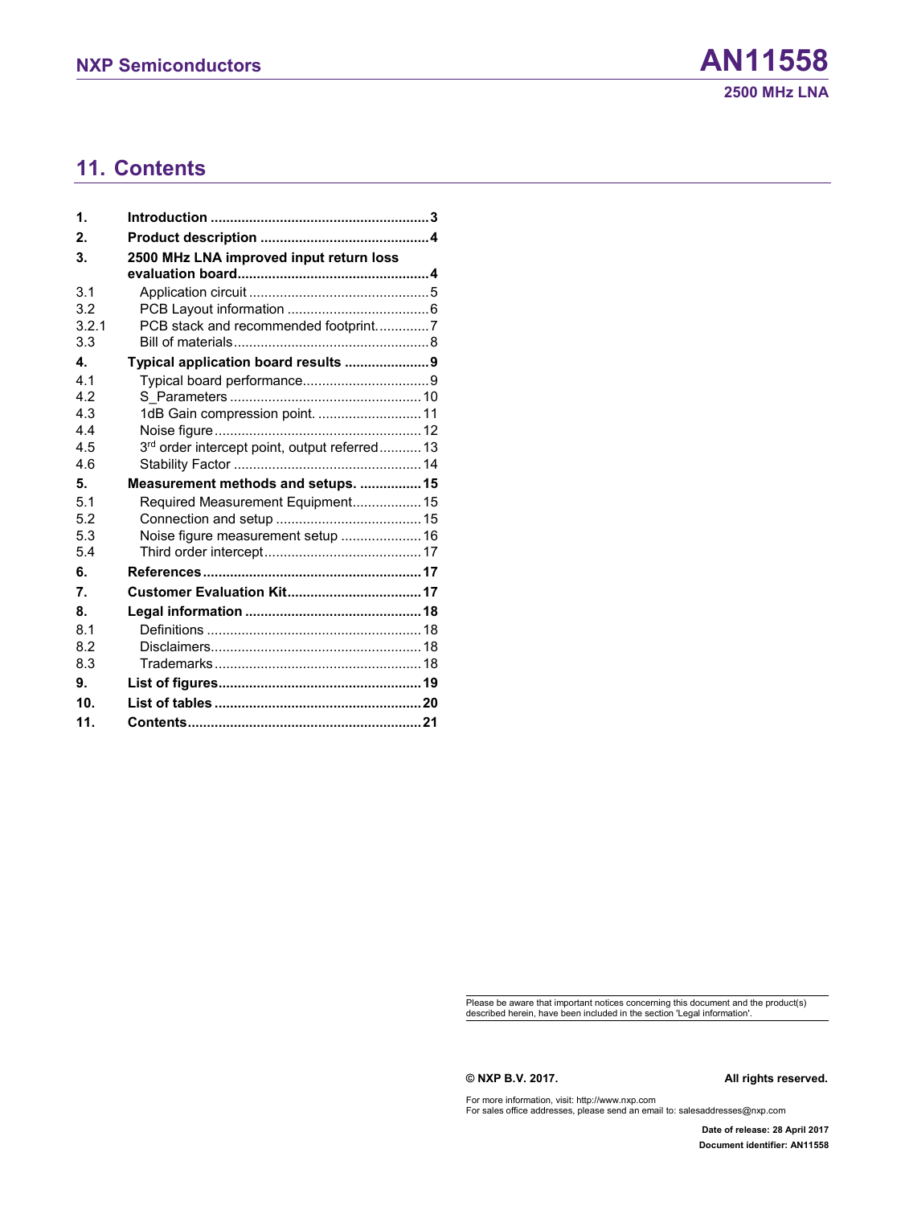# 11. Contents

| | | |
|---|---|---|
| **1.** | **Introduction** | **3** |
| **2.** | **Product description** | **4** |
| **3.** | **2500 MHz LNA improved input return loss evaluation board** | **4** |
| 3.1 | Application circuit | 5 |
| 3.2 | PCB Layout information | 6 |
| 3.2.1 | PCB stack and recommended footprint. | 7 |
| 3.3 | Bill of materials | 8 |
| **4.** | **Typical application board results** | **9** |
| 4.1 | Typical board performance | 9 |
| 4.2 | S_Parameters | 10 |
| 4.3 | 1dB Gain compression point. | 11 |
| 4.4 | Noise figure | 12 |
| 4.5 | 3rd order intercept point, output referred | 13 |
| 4.6 | Stability Factor | 14 |
| **5.** | **Measurement methods and setups.** | **15** |
| 5.1 | Required Measurement Equipment | 15 |
| 5.2 | Connection and setup | 15 |
| 5.3 | Noise figure measurement setup | 16 |
| 5.4 | Third order intercept | 17 |
| **6.** | **References** | **17** |
| **7.** | **Customer Evaluation Kit** | **17** |
| **8.** | **Legal information** | **18** |
| 8.1 | Definitions | 18 |
| 8.2 | Disclaimers | 18 |
| 8.3 | Trademarks | 18 |
| **9.** | **List of figures** | **19** |
| **10.** | **List of tables** | **20** |
| **11.** | **Contents** | **21** |

Please be aware that important notices concerning this document and the product(s) described herein, have been included in the section 'Legal information'.

**© NXP B.V. 2017. All rights reserved.**

For more information, visit: http://www.nxp.com
For sales office addresses, please send an email to: salesaddresses@nxp.com

**Date of release: 28 April 2017**
**Document identifier: AN11558**